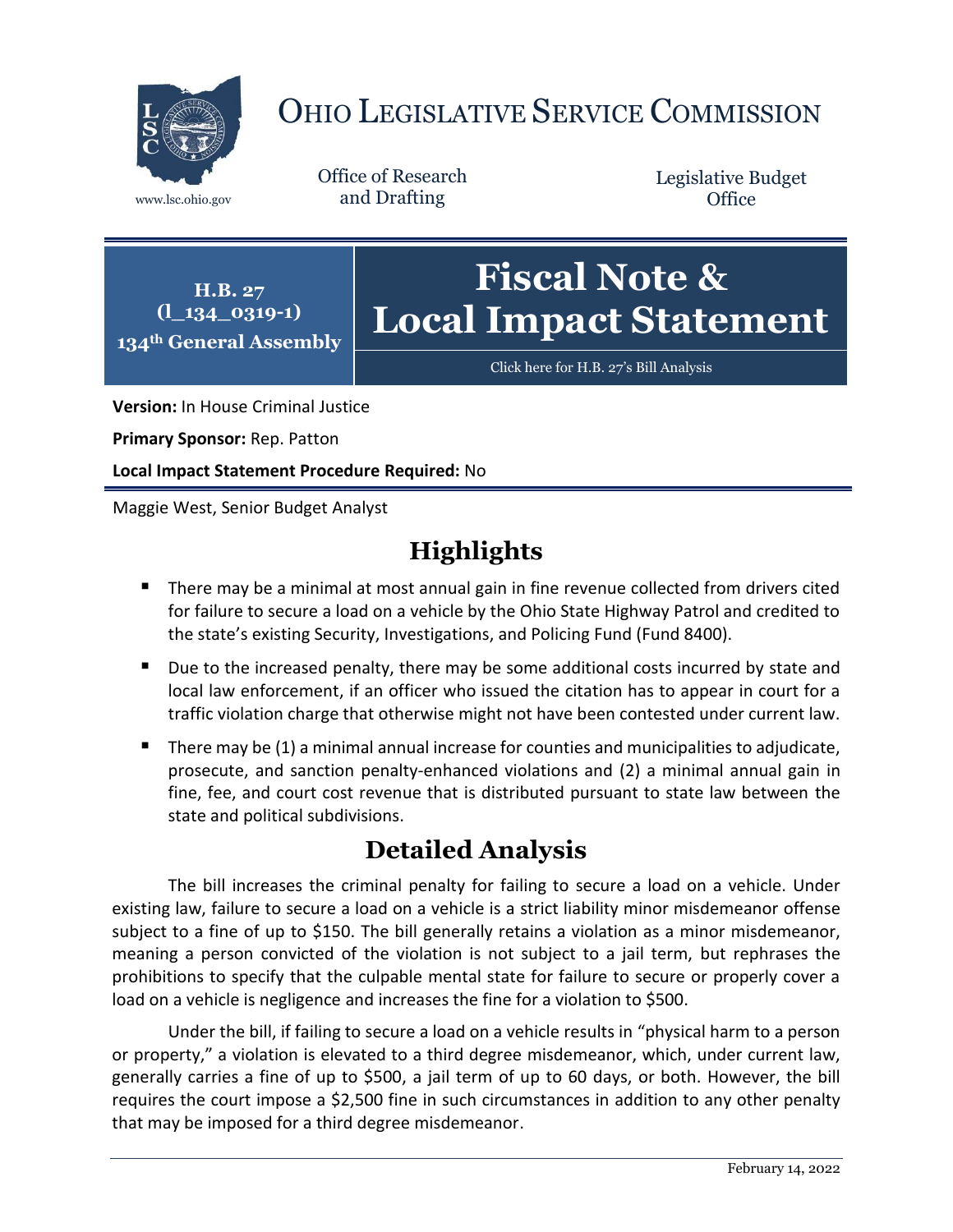# OHIO LEGISLATIVE SERVICE COMMISSION

www.lsc.ohio.gov

Office of Research and Drafting

Legislative Budget Office

**H.B. 27**
**(l_134_0319-1)**
**134th General Assembly**

# Fiscal Note & Local Impact Statement

Click here for H.B. 27's Bill Analysis

**Version:** In House Criminal Justice

**Primary Sponsor:** Rep. Patton

**Local Impact Statement Procedure Required:** No

Maggie West, Senior Budget Analyst

## Highlights

- There may be a minimal at most annual gain in fine revenue collected from drivers cited for failure to secure a load on a vehicle by the Ohio State Highway Patrol and credited to the state's existing Security, Investigations, and Policing Fund (Fund 8400).
- Due to the increased penalty, there may be some additional costs incurred by state and local law enforcement, if an officer who issued the citation has to appear in court for a traffic violation charge that otherwise might not have been contested under current law.
- There may be (1) a minimal annual increase for counties and municipalities to adjudicate, prosecute, and sanction penalty-enhanced violations and (2) a minimal annual gain in fine, fee, and court cost revenue that is distributed pursuant to state law between the state and political subdivisions.

## Detailed Analysis

The bill increases the criminal penalty for failing to secure a load on a vehicle. Under existing law, failure to secure a load on a vehicle is a strict liability minor misdemeanor offense subject to a fine of up to $150. The bill generally retains a violation as a minor misdemeanor, meaning a person convicted of the violation is not subject to a jail term, but rephrases the prohibitions to specify that the culpable mental state for failure to secure or properly cover a load on a vehicle is negligence and increases the fine for a violation to $500.

Under the bill, if failing to secure a load on a vehicle results in "physical harm to a person or property," a violation is elevated to a third degree misdemeanor, which, under current law, generally carries a fine of up to $500, a jail term of up to 60 days, or both. However, the bill requires the court impose a $2,500 fine in such circumstances in addition to any other penalty that may be imposed for a third degree misdemeanor.

February 14, 2022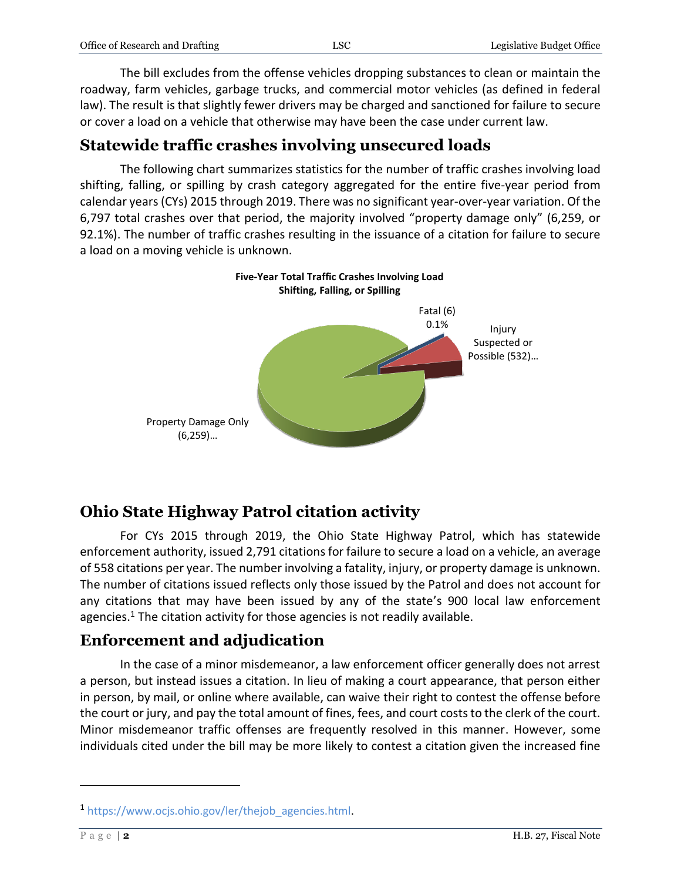The bill excludes from the offense vehicles dropping substances to clean or maintain the roadway, farm vehicles, garbage trucks, and commercial motor vehicles (as defined in federal law). The result is that slightly fewer drivers may be charged and sanctioned for failure to secure or cover a load on a vehicle that otherwise may have been the case under current law.

## Statewide traffic crashes involving unsecured loads

The following chart summarizes statistics for the number of traffic crashes involving load shifting, falling, or spilling by crash category aggregated for the entire five-year period from calendar years (CYs) 2015 through 2019. There was no significant year-over-year variation. Of the 6,797 total crashes over that period, the majority involved "property damage only" (6,259, or 92.1%). The number of traffic crashes resulting in the issuance of a citation for failure to secure a load on a moving vehicle is unknown.

**Five-Year Total Traffic Crashes Involving Load Shifting, Falling, or Spilling**

Fatal (6)
0.1%

Injury Suspected or Possible (532)…

Property Damage Only (6,259)…

## Ohio State Highway Patrol citation activity

For CYs 2015 through 2019, the Ohio State Highway Patrol, which has statewide enforcement authority, issued 2,791 citations for failure to secure a load on a vehicle, an average of 558 citations per year. The number involving a fatality, injury, or property damage is unknown. The number of citations issued reflects only those issued by the Patrol and does not account for any citations that may have been issued by any of the state's 900 local law enforcement agencies.[1] The citation activity for those agencies is not readily available.

## Enforcement and adjudication

In the case of a minor misdemeanor, a law enforcement officer generally does not arrest a person, but instead issues a citation. In lieu of making a court appearance, that person either in person, by mail, or online where available, can waive their right to contest the offense before the court or jury, and pay the total amount of fines, fees, and court costs to the clerk of the court. Minor misdemeanor traffic offenses are frequently resolved in this manner. However, some individuals cited under the bill may be more likely to contest a citation given the increased fine

---

[1] https://www.ocjs.ohio.gov/ler/thejob_agencies.html.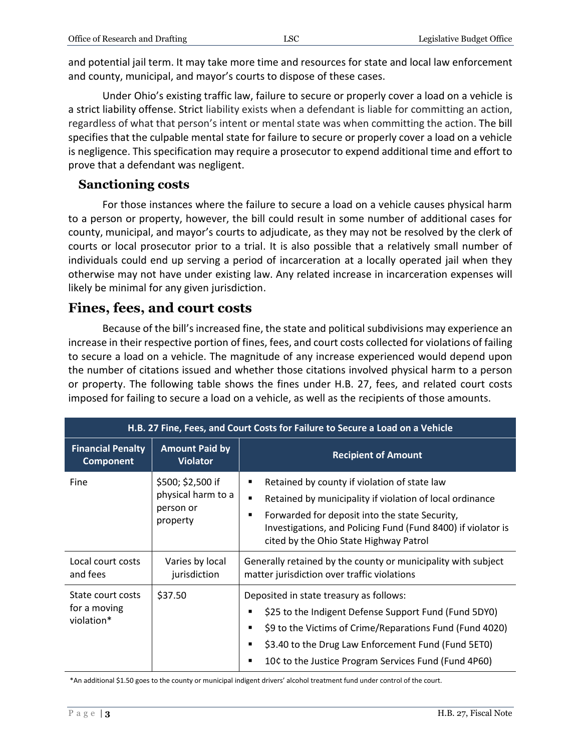and potential jail term. It may take more time and resources for state and local law enforcement and county, municipal, and mayor's courts to dispose of these cases.

Under Ohio's existing traffic law, failure to secure or properly cover a load on a vehicle is a strict liability offense. Strict liability exists when a defendant is liable for committing an action, regardless of what that person's intent or mental state was when committing the action. The bill specifies that the culpable mental state for failure to secure or properly cover a load on a vehicle is negligence. This specification may require a prosecutor to expend additional time and effort to prove that a defendant was negligent.

### Sanctioning costs

For those instances where the failure to secure a load on a vehicle causes physical harm to a person or property, however, the bill could result in some number of additional cases for county, municipal, and mayor's courts to adjudicate, as they may not be resolved by the clerk of courts or local prosecutor prior to a trial. It is also possible that a relatively small number of individuals could end up serving a period of incarceration at a locally operated jail when they otherwise may not have under existing law. Any related increase in incarceration expenses will likely be minimal for any given jurisdiction.

## Fines, fees, and court costs

Because of the bill's increased fine, the state and political subdivisions may experience an increase in their respective portion of fines, fees, and court costs collected for violations of failing to secure a load on a vehicle. The magnitude of any increase experienced would depend upon the number of citations issued and whether those citations involved physical harm to a person or property. The following table shows the fines under H.B. 27, fees, and related court costs imposed for failing to secure a load on a vehicle, as well as the recipients of those amounts.

| H.B. 27 Fine, Fees, and Court Costs for Failure to Secure a Load on a Vehicle | | |
|---|---|---|
| **Financial Penalty Component** | **Amount Paid by Violator** | **Recipient of Amount** |
| Fine | \$500; \$2,500 if physical harm to a person or property | ▪ Retained by county if violation of state law<br>▪ Retained by municipality if violation of local ordinance<br>▪ Forwarded for deposit into the state Security, Investigations, and Policing Fund (Fund 8400) if violator is cited by the Ohio State Highway Patrol |
| Local court costs and fees | Varies by local jurisdiction | Generally retained by the county or municipality with subject matter jurisdiction over traffic violations |
| State court costs for a moving violation* | \$37.50 | Deposited in state treasury as follows:<br>▪ \$25 to the Indigent Defense Support Fund (Fund 5DY0)<br>▪ \$9 to the Victims of Crime/Reparations Fund (Fund 4020)<br>▪ \$3.40 to the Drug Law Enforcement Fund (Fund 5ET0)<br>▪ 10¢ to the Justice Program Services Fund (Fund 4P60) |

*An additional \$1.50 goes to the county or municipal indigent drivers' alcohol treatment fund under control of the court.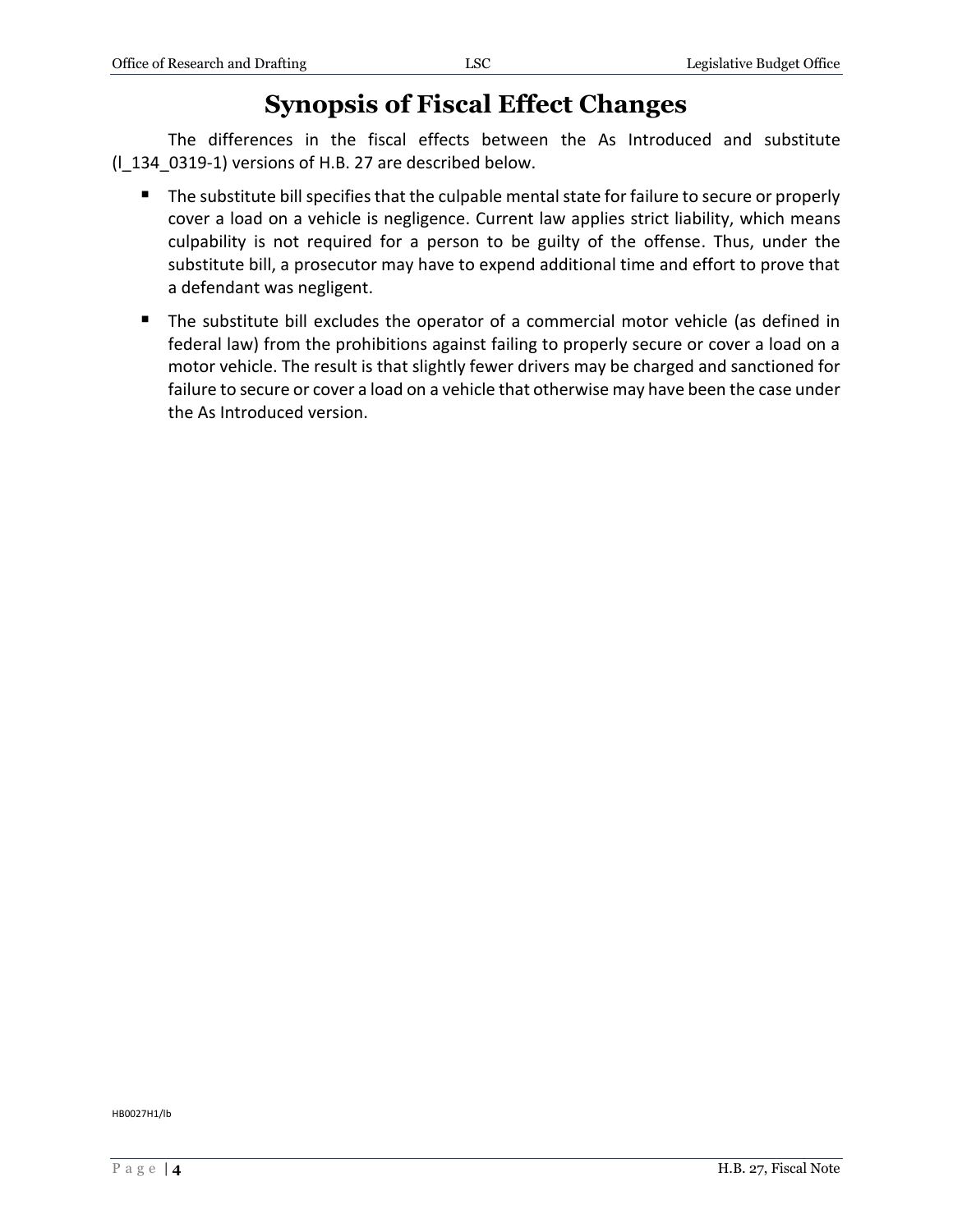# Synopsis of Fiscal Effect Changes

The differences in the fiscal effects between the As Introduced and substitute (l_134_0319-1) versions of H.B. 27 are described below.

- The substitute bill specifies that the culpable mental state for failure to secure or properly cover a load on a vehicle is negligence. Current law applies strict liability, which means culpability is not required for a person to be guilty of the offense. Thus, under the substitute bill, a prosecutor may have to expend additional time and effort to prove that a defendant was negligent.
- The substitute bill excludes the operator of a commercial motor vehicle (as defined in federal law) from the prohibitions against failing to properly secure or cover a load on a motor vehicle. The result is that slightly fewer drivers may be charged and sanctioned for failure to secure or cover a load on a vehicle that otherwise may have been the case under the As Introduced version.

HB0027H1/lb